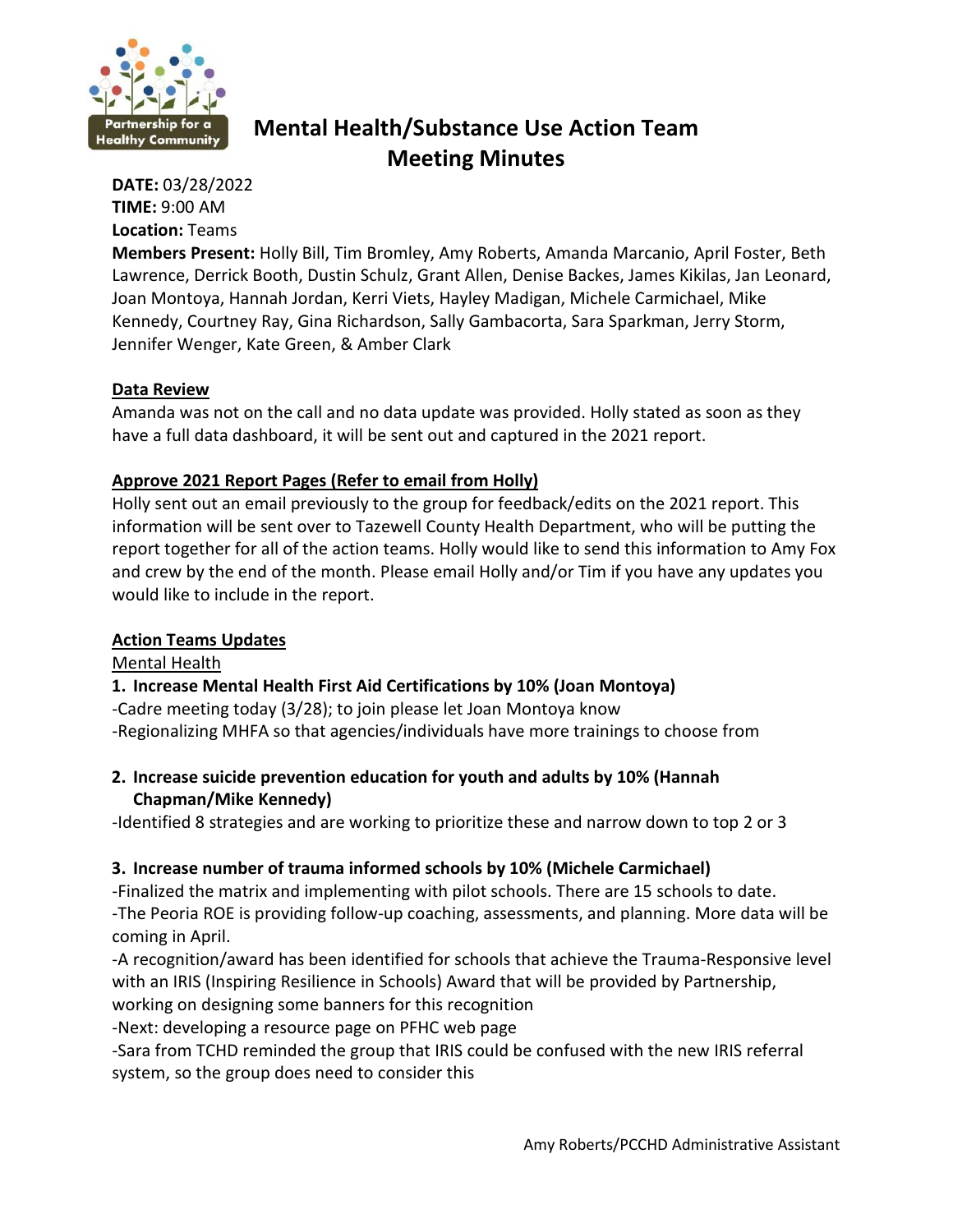# Mental Health/Substance Use Action Team Meeting Minutes

**DATE:** 03/28/2022
**TIME:** 9:00 AM
**Location:** Teams
**Members Present:** Holly Bill, Tim Bromley, Amy Roberts, Amanda Marcanio, April Foster, Beth Lawrence, Derrick Booth, Dustin Schulz, Grant Allen, Denise Backes, James Kikilas, Jan Leonard, Joan Montoya, Hannah Jordan, Kerri Viets, Hayley Madigan, Michele Carmichael, Mike Kennedy, Courtney Ray, Gina Richardson, Sally Gambacorta, Sara Sparkman, Jerry Storm, Jennifer Wenger, Kate Green, & Amber Clark

## Data Review

Amanda was not on the call and no data update was provided. Holly stated as soon as they have a full data dashboard, it will be sent out and captured in the 2021 report.

## Approve 2021 Report Pages (Refer to email from Holly)

Holly sent out an email previously to the group for feedback/edits on the 2021 report. This information will be sent over to Tazewell County Health Department, who will be putting the report together for all of the action teams. Holly would like to send this information to Amy Fox and crew by the end of the month. Please email Holly and/or Tim if you have any updates you would like to include in the report.

## Action Teams Updates

### Mental Health

**1. Increase Mental Health First Aid Certifications by 10% (Joan Montoya)**

-Cadre meeting today (3/28); to join please let Joan Montoya know
-Regionalizing MHFA so that agencies/individuals have more trainings to choose from

**2. Increase suicide prevention education for youth and adults by 10% (Hannah Chapman/Mike Kennedy)**

-Identified 8 strategies and are working to prioritize these and narrow down to top 2 or 3

**3. Increase number of trauma informed schools by 10% (Michele Carmichael)**

-Finalized the matrix and implementing with pilot schools. There are 15 schools to date.
-The Peoria ROE is providing follow-up coaching, assessments, and planning. More data will be coming in April.
-A recognition/award has been identified for schools that achieve the Trauma-Responsive level with an IRIS (Inspiring Resilience in Schools) Award that will be provided by Partnership, working on designing some banners for this recognition
-Next: developing a resource page on PFHC web page
-Sara from TCHD reminded the group that IRIS could be confused with the new IRIS referral system, so the group does need to consider this

Amy Roberts/PCCHD Administrative Assistant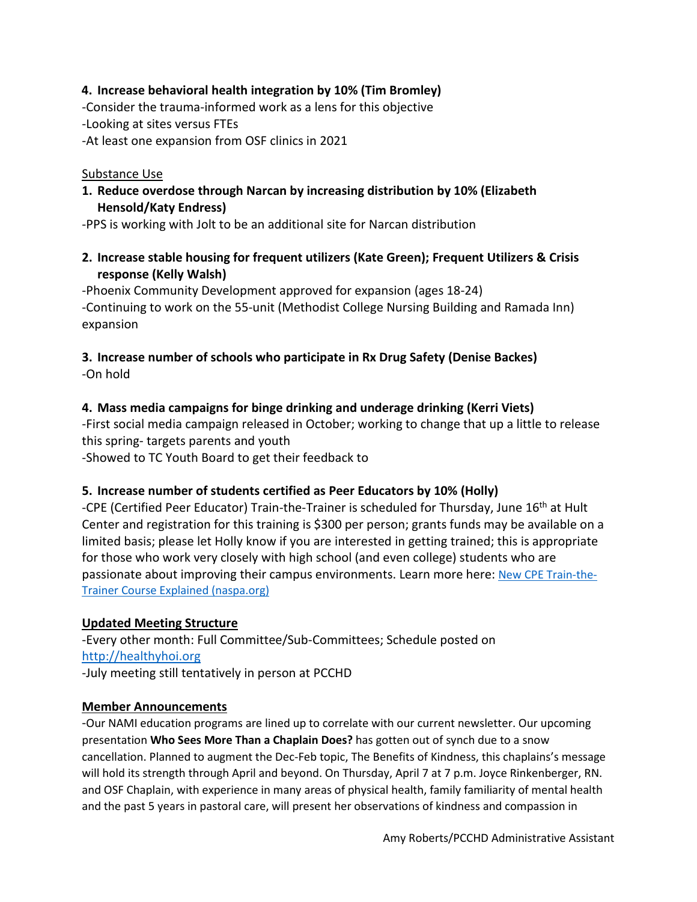**4. Increase behavioral health integration by 10% (Tim Bromley)**

-Consider the trauma-informed work as a lens for this objective
-Looking at sites versus FTEs
-At least one expansion from OSF clinics in 2021

Substance Use

**1. Reduce overdose through Narcan by increasing distribution by 10% (Elizabeth Hensold/Katy Endress)**

-PPS is working with Jolt to be an additional site for Narcan distribution

**2. Increase stable housing for frequent utilizers (Kate Green); Frequent Utilizers & Crisis response (Kelly Walsh)**

-Phoenix Community Development approved for expansion (ages 18-24)
-Continuing to work on the 55-unit (Methodist College Nursing Building and Ramada Inn) expansion

**3. Increase number of schools who participate in Rx Drug Safety (Denise Backes)**

-On hold

**4. Mass media campaigns for binge drinking and underage drinking (Kerri Viets)**

-First social media campaign released in October; working to change that up a little to release this spring- targets parents and youth
-Showed to TC Youth Board to get their feedback to

**5. Increase number of students certified as Peer Educators by 10% (Holly)**

-CPE (Certified Peer Educator) Train-the-Trainer is scheduled for Thursday, June 16th at Hult Center and registration for this training is $300 per person; grants funds may be available on a limited basis; please let Holly know if you are interested in getting trained; this is appropriate for those who work very closely with high school (and even college) students who are passionate about improving their campus environments. Learn more here: [New CPE Train-the-Trainer Course Explained (naspa.org)](naspa.org)

**Updated Meeting Structure**

-Every other month: Full Committee/Sub-Committees; Schedule posted on [http://healthyhoi.org](http://healthyhoi.org)
-July meeting still tentatively in person at PCCHD

**Member Announcements**

-Our NAMI education programs are lined up to correlate with our current newsletter. Our upcoming presentation **Who Sees More Than a Chaplain Does?** has gotten out of synch due to a snow cancellation. Planned to augment the Dec-Feb topic, The Benefits of Kindness, this chaplains's message will hold its strength through April and beyond. On Thursday, April 7 at 7 p.m. Joyce Rinkenberger, RN. and OSF Chaplain, with experience in many areas of physical health, family familiarity of mental health and the past 5 years in pastoral care, will present her observations of kindness and compassion in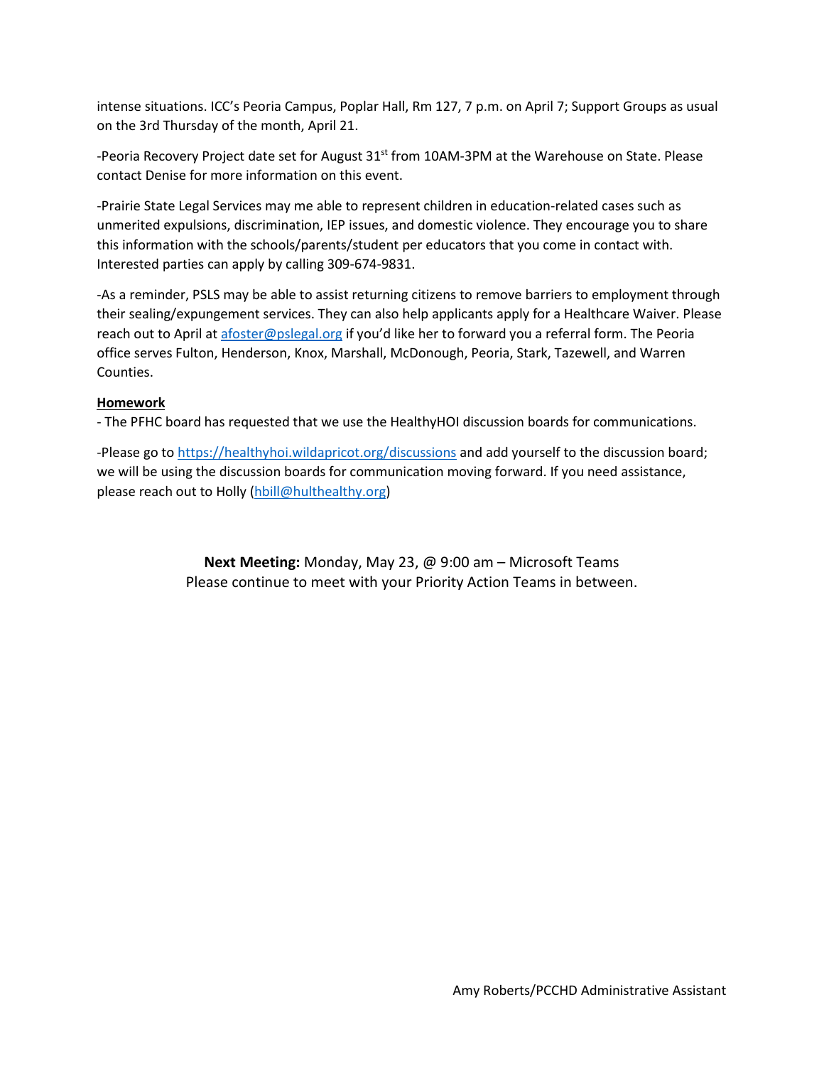intense situations. ICC's Peoria Campus, Poplar Hall, Rm 127, 7 p.m. on April 7; Support Groups as usual on the 3rd Thursday of the month, April 21.

-Peoria Recovery Project date set for August 31st from 10AM-3PM at the Warehouse on State. Please contact Denise for more information on this event.

-Prairie State Legal Services may me able to represent children in education-related cases such as unmerited expulsions, discrimination, IEP issues, and domestic violence. They encourage you to share this information with the schools/parents/student per educators that you come in contact with. Interested parties can apply by calling 309-674-9831.

-As a reminder, PSLS may be able to assist returning citizens to remove barriers to employment through their sealing/expungement services. They can also help applicants apply for a Healthcare Waiver. Please reach out to April at afoster@pslegal.org if you'd like her to forward you a referral form. The Peoria office serves Fulton, Henderson, Knox, Marshall, McDonough, Peoria, Stark, Tazewell, and Warren Counties.

**Homework**

- The PFHC board has requested that we use the HealthyHOI discussion boards for communications.

-Please go to https://healthyhoi.wildapricot.org/discussions and add yourself to the discussion board; we will be using the discussion boards for communication moving forward. If you need assistance, please reach out to Holly (hbill@hulthealthy.org)

**Next Meeting:** Monday, May 23, @ 9:00 am – Microsoft Teams
Please continue to meet with your Priority Action Teams in between.

Amy Roberts/PCCHD Administrative Assistant